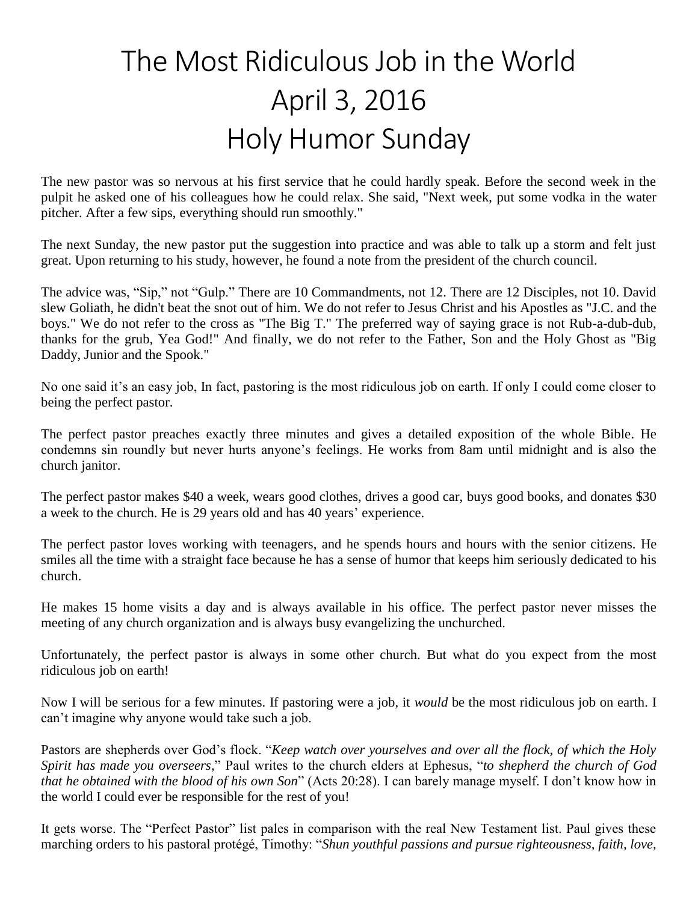# The Most Ridiculous Job in the World
# April 3, 2016
# Holy Humor Sunday

The new pastor was so nervous at his first service that he could hardly speak. Before the second week in the pulpit he asked one of his colleagues how he could relax. She said, "Next week, put some vodka in the water pitcher. After a few sips, everything should run smoothly."

The next Sunday, the new pastor put the suggestion into practice and was able to talk up a storm and felt just great. Upon returning to his study, however, he found a note from the president of the church council.

The advice was, "Sip," not "Gulp." There are 10 Commandments, not 12. There are 12 Disciples, not 10. David slew Goliath, he didn't beat the snot out of him. We do not refer to Jesus Christ and his Apostles as "J.C. and the boys." We do not refer to the cross as "The Big T." The preferred way of saying grace is not Rub-a-dub-dub, thanks for the grub, Yea God!" And finally, we do not refer to the Father, Son and the Holy Ghost as "Big Daddy, Junior and the Spook."

No one said it's an easy job, In fact, pastoring is the most ridiculous job on earth. If only I could come closer to being the perfect pastor.

The perfect pastor preaches exactly three minutes and gives a detailed exposition of the whole Bible. He condemns sin roundly but never hurts anyone's feelings. He works from 8am until midnight and is also the church janitor.

The perfect pastor makes $40 a week, wears good clothes, drives a good car, buys good books, and donates $30 a week to the church. He is 29 years old and has 40 years' experience.

The perfect pastor loves working with teenagers, and he spends hours and hours with the senior citizens. He smiles all the time with a straight face because he has a sense of humor that keeps him seriously dedicated to his church.

He makes 15 home visits a day and is always available in his office. The perfect pastor never misses the meeting of any church organization and is always busy evangelizing the unchurched.

Unfortunately, the perfect pastor is always in some other church. But what do you expect from the most ridiculous job on earth!

Now I will be serious for a few minutes. If pastoring were a job, it *would* be the most ridiculous job on earth. I can't imagine why anyone would take such a job.

Pastors are shepherds over God's flock. "*Keep watch over yourselves and over all the flock, of which the Holy Spirit has made you overseers*," Paul writes to the church elders at Ephesus, "*to shepherd the church of God that he obtained with the blood of his own Son*" (Acts 20:28). I can barely manage myself. I don't know how in the world I could ever be responsible for the rest of you!

It gets worse. The "Perfect Pastor" list pales in comparison with the real New Testament list. Paul gives these marching orders to his pastoral protégé, Timothy: "*Shun youthful passions and pursue righteousness, faith, love,*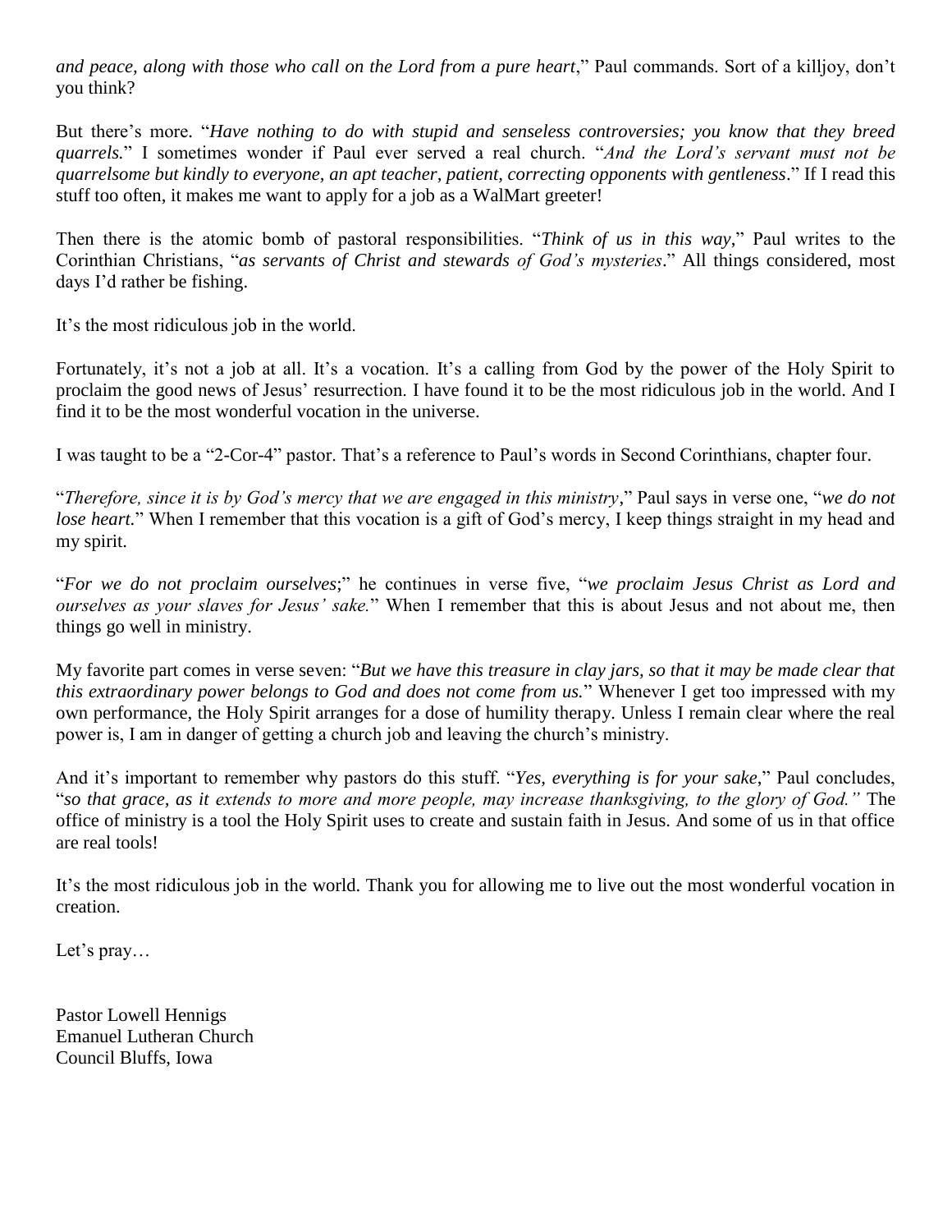*and peace, along with those who call on the Lord from a pure heart*," Paul commands. Sort of a killjoy, don't you think?

But there's more. "*Have nothing to do with stupid and senseless controversies; you know that they breed quarrels.*" I sometimes wonder if Paul ever served a real church. "*And the Lord's servant must not be quarrelsome but kindly to everyone, an apt teacher, patient, correcting opponents with gentleness*." If I read this stuff too often, it makes me want to apply for a job as a WalMart greeter!

Then there is the atomic bomb of pastoral responsibilities. "*Think of us in this way*," Paul writes to the Corinthian Christians, "*as servants of Christ and stewards of God's mysteries*." All things considered, most days I'd rather be fishing.

It's the most ridiculous job in the world.

Fortunately, it's not a job at all. It's a vocation. It's a calling from God by the power of the Holy Spirit to proclaim the good news of Jesus' resurrection. I have found it to be the most ridiculous job in the world. And I find it to be the most wonderful vocation in the universe.

I was taught to be a "2-Cor-4" pastor. That's a reference to Paul's words in Second Corinthians, chapter four.

"*Therefore, since it is by God's mercy that we are engaged in this ministry*," Paul says in verse one, "*we do not lose heart.*" When I remember that this vocation is a gift of God's mercy, I keep things straight in my head and my spirit.

"*For we do not proclaim ourselves*;" he continues in verse five, "*we proclaim Jesus Christ as Lord and ourselves as your slaves for Jesus' sake.*" When I remember that this is about Jesus and not about me, then things go well in ministry.

My favorite part comes in verse seven: "*But we have this treasure in clay jars, so that it may be made clear that this extraordinary power belongs to God and does not come from us.*" Whenever I get too impressed with my own performance, the Holy Spirit arranges for a dose of humility therapy. Unless I remain clear where the real power is, I am in danger of getting a church job and leaving the church's ministry.

And it's important to remember why pastors do this stuff. "*Yes, everything is for your sake*," Paul concludes, "*so that grace, as it extends to more and more people, may increase thanksgiving, to the glory of God.*" The office of ministry is a tool the Holy Spirit uses to create and sustain faith in Jesus. And some of us in that office are real tools!

It's the most ridiculous job in the world. Thank you for allowing me to live out the most wonderful vocation in creation.

Let's pray…

Pastor Lowell Hennigs  
Emanuel Lutheran Church  
Council Bluffs, Iowa